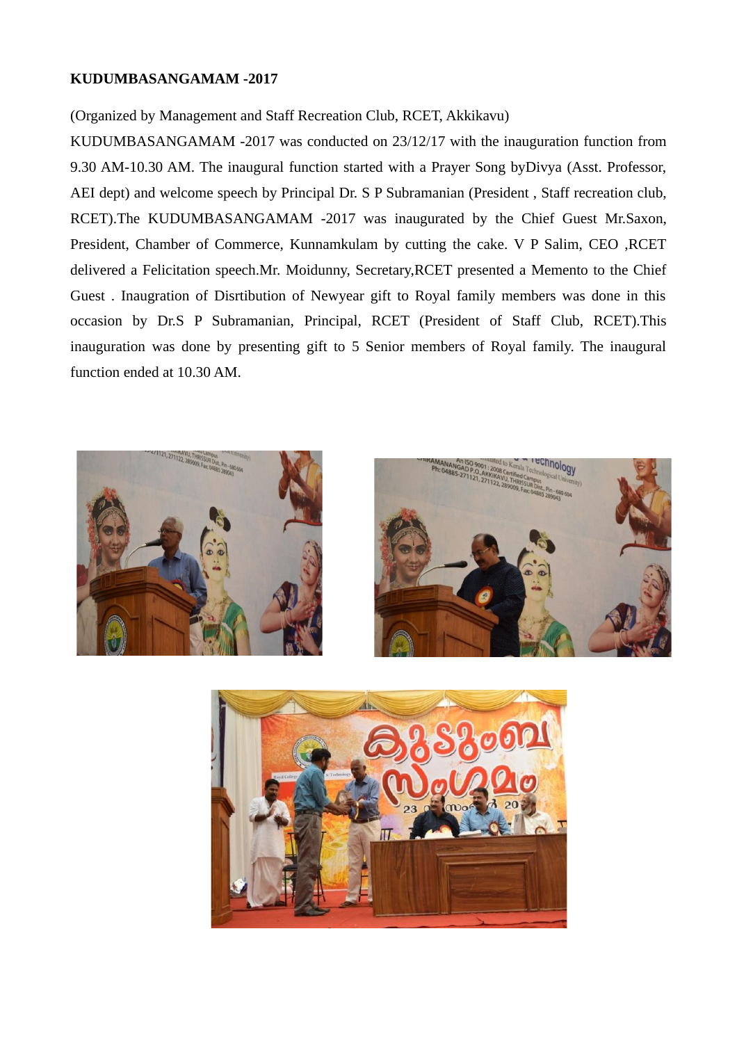**KUDUMBASANGAMAM -2017**

(Organized by Management and Staff Recreation Club, RCET, Akkikavu)

KUDUMBASANGAMAM -2017 was conducted on 23/12/17 with the inauguration function from 9.30 AM-10.30 AM. The inaugural function started with a Prayer Song byDivya (Asst. Professor, AEI dept) and welcome speech by Principal Dr. S P Subramanian (President , Staff recreation club, RCET).The KUDUMBASANGAMAM -2017 was inaugurated by the Chief Guest Mr.Saxon, President, Chamber of Commerce, Kunnamkulam by cutting the cake. V P Salim, CEO ,RCET delivered a Felicitation speech.Mr. Moidunny, Secretary,RCET presented a Memento to the Chief Guest . Inaugration of Disrtibution of Newyear gift to Royal family members was done in this occasion by Dr.S P Subramanian, Principal, RCET (President of Staff Club, RCET).This inauguration was done by presenting gift to 5 Senior members of Royal family. The inaugural function ended at 10.30 AM.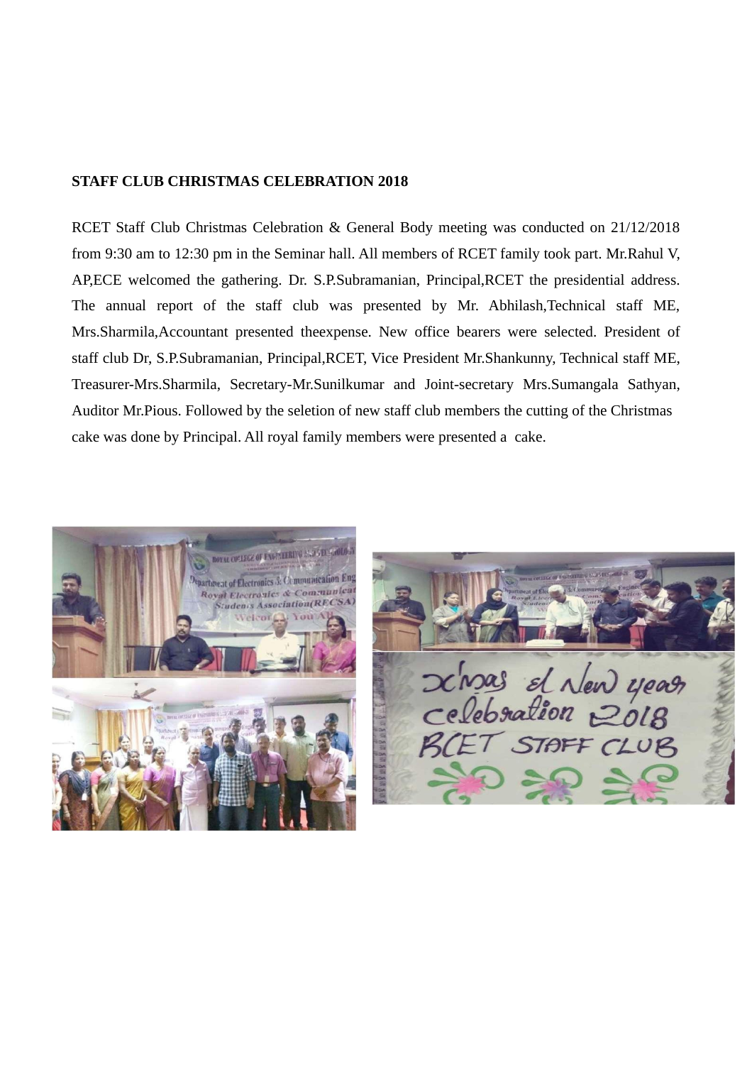**STAFF CLUB CHRISTMAS CELEBRATION 2018**

RCET Staff Club Christmas Celebration & General Body meeting was conducted on 21/12/2018 from 9:30 am to 12:30 pm in the Seminar hall. All members of RCET family took part. Mr.Rahul V, AP,ECE welcomed the gathering. Dr. S.P.Subramanian, Principal,RCET the presidential address. The annual report of the staff club was presented by Mr. Abhilash,Technical staff ME, Mrs.Sharmila,Accountant presented theexpense. New office bearers were selected. President of staff club Dr, S.P.Subramanian, Principal,RCET, Vice President Mr.Shankunny, Technical staff ME, Treasurer-Mrs.Sharmila, Secretary-Mr.Sunilkumar and Joint-secretary Mrs.Sumangala Sathyan, Auditor Mr.Pious. Followed by the seletion of new staff club members the cutting of the Christmas cake was done by Principal. All royal family members were presented a cake.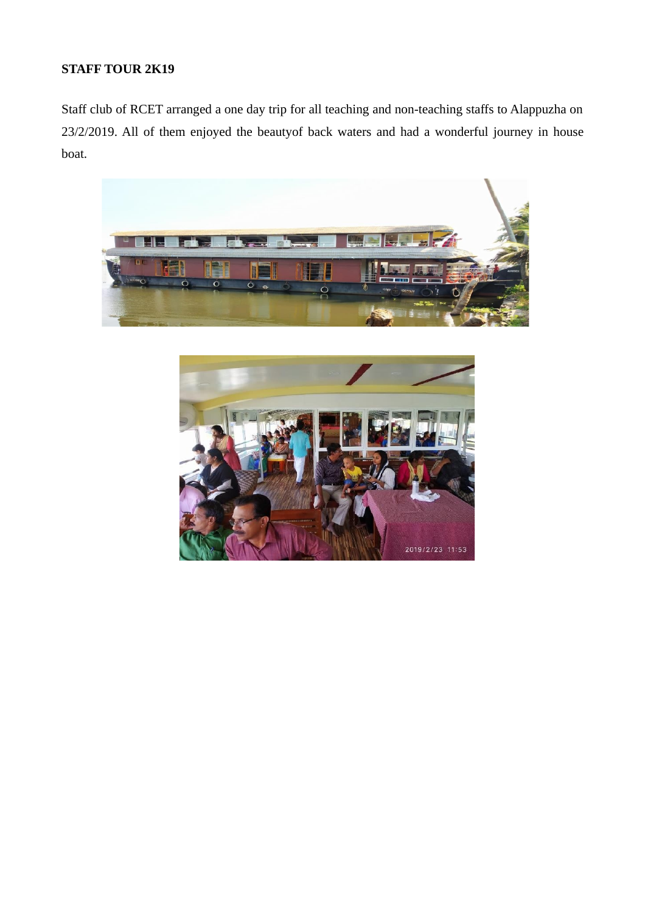**STAFF TOUR 2K19**

Staff club of RCET arranged a one day trip for all teaching and non-teaching staffs to Alappuzha on 23/2/2019. All of them enjoyed the beautyof back waters and had a wonderful journey in house boat.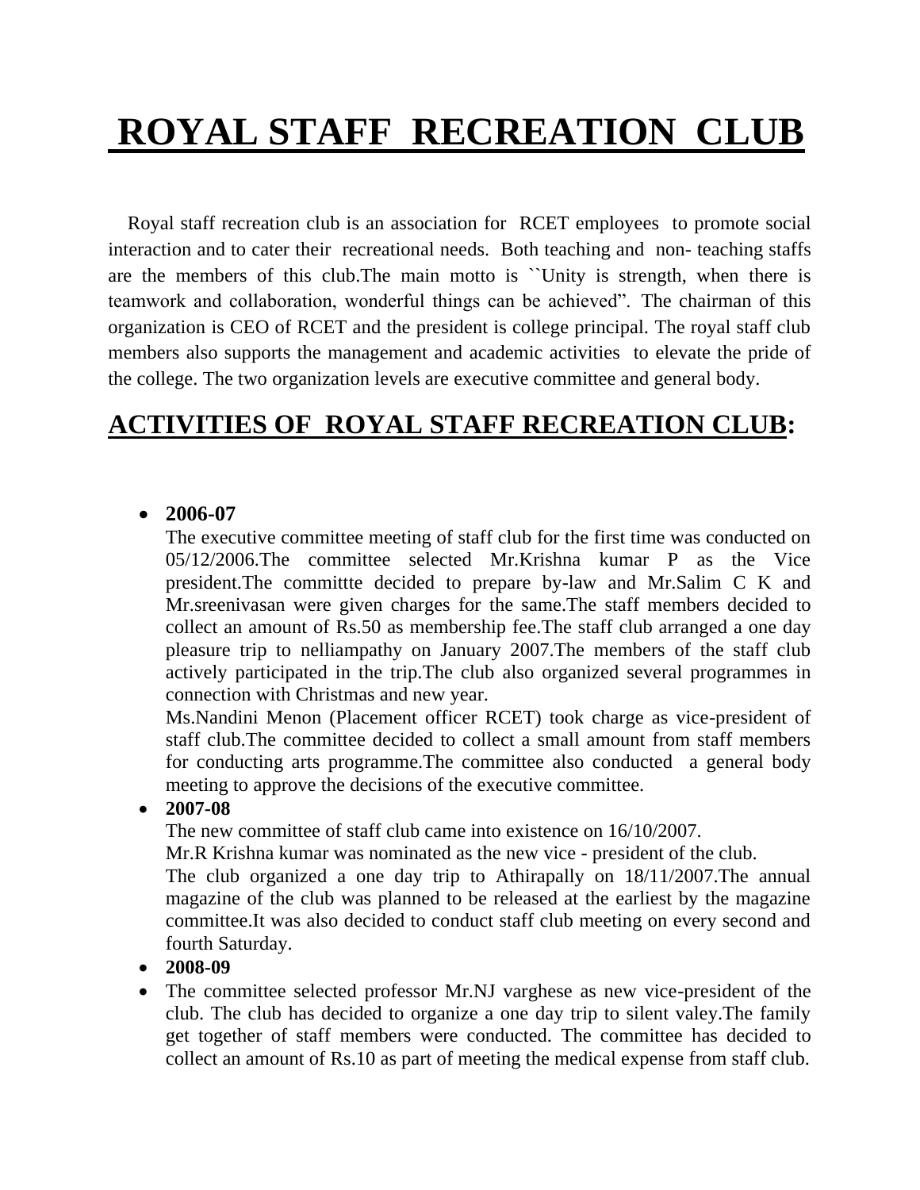# ROYAL STAFF RECREATION CLUB

Royal staff recreation club is an association for RCET employees to promote social interaction and to cater their recreational needs. Both teaching and non- teaching staffs are the members of this club.The main motto is ``Unity is strength, when there is teamwork and collaboration, wonderful things can be achieved". The chairman of this organization is CEO of RCET and the president is college principal. The royal staff club members also supports the management and academic activities to elevate the pride of the college. The two organization levels are executive committee and general body.

## ACTIVITIES OF ROYAL STAFF RECREATION CLUB:

- **2006-07**
  The executive committee meeting of staff club for the first time was conducted on 05/12/2006.The committee selected Mr.Krishna kumar P as the Vice president.The committte decided to prepare by-law and Mr.Salim C K and Mr.sreenivasan were given charges for the same.The staff members decided to collect an amount of Rs.50 as membership fee.The staff club arranged a one day pleasure trip to nelliampathy on January 2007.The members of the staff club actively participated in the trip.The club also organized several programmes in connection with Christmas and new year.
  Ms.Nandini Menon (Placement officer RCET) took charge as vice-president of staff club.The committee decided to collect a small amount from staff members for conducting arts programme.The committee also conducted a general body meeting to approve the decisions of the executive committee.
- **2007-08**
  The new committee of staff club came into existence on 16/10/2007.
  Mr.R Krishna kumar was nominated as the new vice - president of the club.
  The club organized a one day trip to Athirapally on 18/11/2007.The annual magazine of the club was planned to be released at the earliest by the magazine committee.It was also decided to conduct staff club meeting on every second and fourth Saturday.
- **2008-09**
- The committee selected professor Mr.NJ varghese as new vice-president of the club. The club has decided to organize a one day trip to silent valey.The family get together of staff members were conducted. The committee has decided to collect an amount of Rs.10 as part of meeting the medical expense from staff club.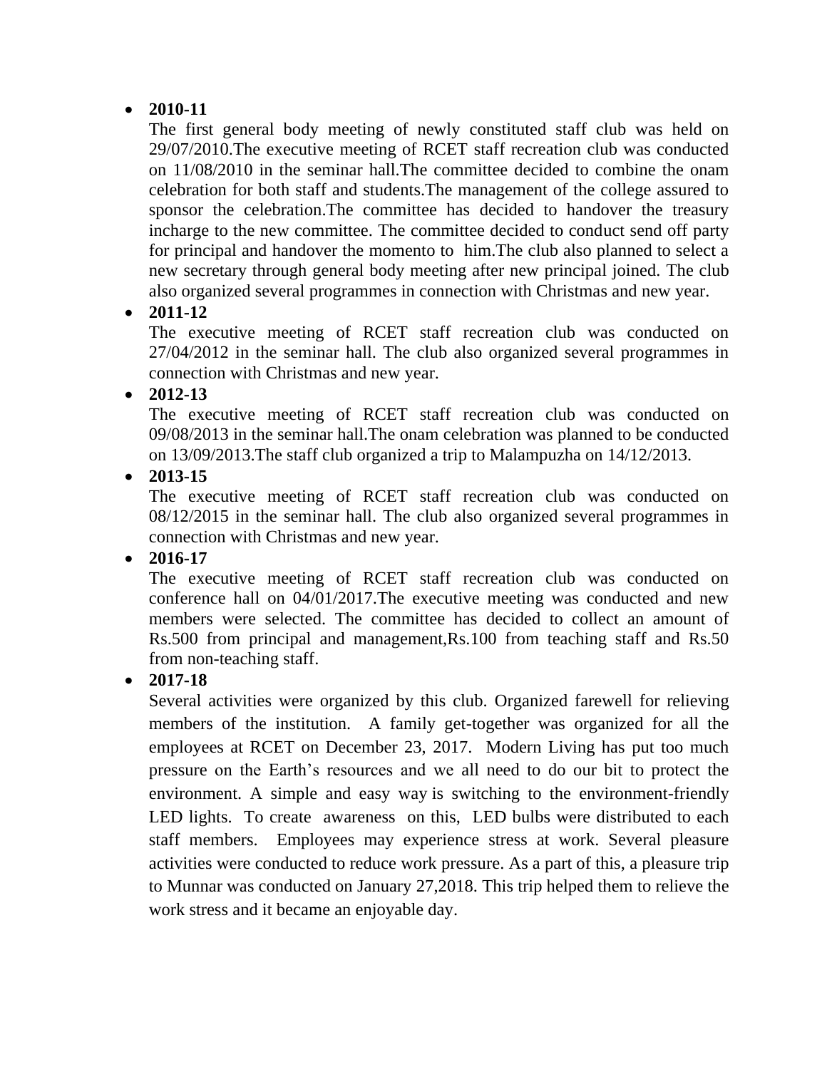- **2010-11**

  The first general body meeting of newly constituted staff club was held on 29/07/2010.The executive meeting of RCET staff recreation club was conducted on 11/08/2010 in the seminar hall.The committee decided to combine the onam celebration for both staff and students.The management of the college assured to sponsor the celebration.The committee has decided to handover the treasury incharge to the new committee. The committee decided to conduct send off party for principal and handover the momento to him.The club also planned to select a new secretary through general body meeting after new principal joined. The club also organized several programmes in connection with Christmas and new year.

- **2011-12**

  The executive meeting of RCET staff recreation club was conducted on 27/04/2012 in the seminar hall. The club also organized several programmes in connection with Christmas and new year.

- **2012-13**

  The executive meeting of RCET staff recreation club was conducted on 09/08/2013 in the seminar hall.The onam celebration was planned to be conducted on 13/09/2013.The staff club organized a trip to Malampuzha on 14/12/2013.

- **2013-15**

  The executive meeting of RCET staff recreation club was conducted on 08/12/2015 in the seminar hall. The club also organized several programmes in connection with Christmas and new year.

- **2016-17**

  The executive meeting of RCET staff recreation club was conducted on conference hall on 04/01/2017.The executive meeting was conducted and new members were selected. The committee has decided to collect an amount of Rs.500 from principal and management,Rs.100 from teaching staff and Rs.50 from non-teaching staff.

- **2017-18**

  Several activities were organized by this club. Organized farewell for relieving members of the institution. A family get-together was organized for all the employees at RCET on December 23, 2017. Modern Living has put too much pressure on the Earth's resources and we all need to do our bit to protect the environment. A simple and easy way is switching to the environment-friendly LED lights. To create awareness on this, LED bulbs were distributed to each staff members. Employees may experience stress at work. Several pleasure activities were conducted to reduce work pressure. As a part of this, a pleasure trip to Munnar was conducted on January 27,2018. This trip helped them to relieve the work stress and it became an enjoyable day.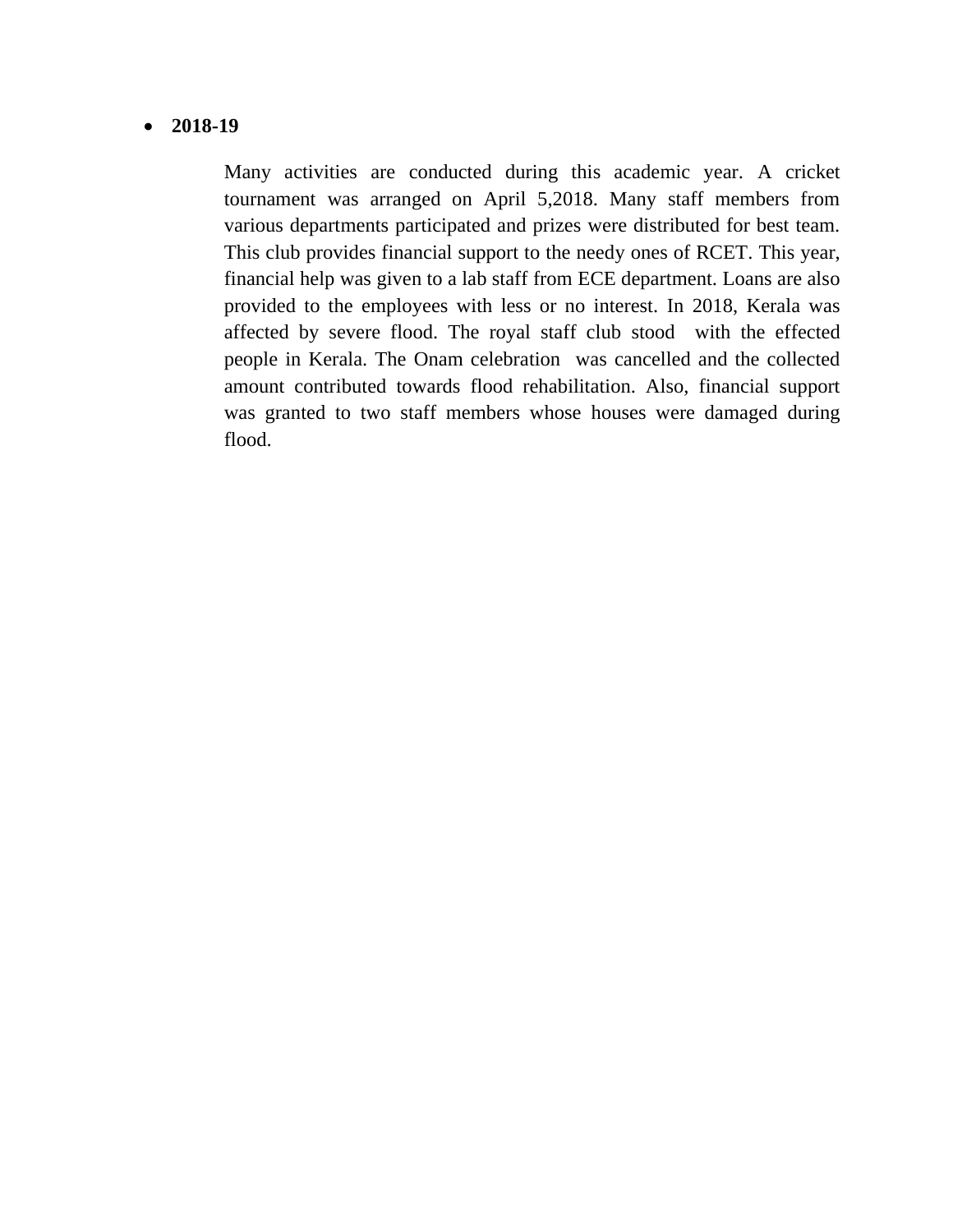- **2018-19**

  Many activities are conducted during this academic year. A cricket tournament was arranged on April 5,2018. Many staff members from various departments participated and prizes were distributed for best team. This club provides financial support to the needy ones of RCET. This year, financial help was given to a lab staff from ECE department. Loans are also provided to the employees with less or no interest. In 2018, Kerala was affected by severe flood. The royal staff club stood with the effected people in Kerala. The Onam celebration was cancelled and the collected amount contributed towards flood rehabilitation. Also, financial support was granted to two staff members whose houses were damaged during flood.